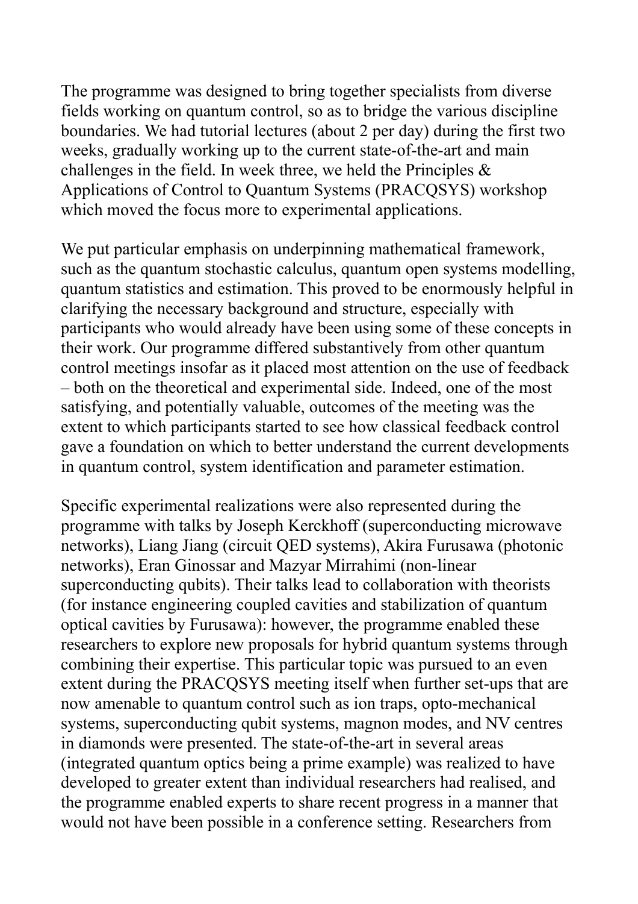The programme was designed to bring together specialists from diverse fields working on quantum control, so as to bridge the various discipline boundaries. We had tutorial lectures (about 2 per day) during the first two weeks, gradually working up to the current state-of-the-art and main challenges in the field. In week three, we held the Principles & Applications of Control to Quantum Systems (PRACQSYS) workshop which moved the focus more to experimental applications.

We put particular emphasis on underpinning mathematical framework, such as the quantum stochastic calculus, quantum open systems modelling, quantum statistics and estimation. This proved to be enormously helpful in clarifying the necessary background and structure, especially with participants who would already have been using some of these concepts in their work. Our programme differed substantively from other quantum control meetings insofar as it placed most attention on the use of feedback – both on the theoretical and experimental side. Indeed, one of the most satisfying, and potentially valuable, outcomes of the meeting was the extent to which participants started to see how classical feedback control gave a foundation on which to better understand the current developments in quantum control, system identification and parameter estimation.

Specific experimental realizations were also represented during the programme with talks by Joseph Kerckhoff (superconducting microwave networks), Liang Jiang (circuit QED systems), Akira Furusawa (photonic networks), Eran Ginossar and Mazyar Mirrahimi (non-linear superconducting qubits). Their talks lead to collaboration with theorists (for instance engineering coupled cavities and stabilization of quantum optical cavities by Furusawa): however, the programme enabled these researchers to explore new proposals for hybrid quantum systems through combining their expertise. This particular topic was pursued to an even extent during the PRACQSYS meeting itself when further set-ups that are now amenable to quantum control such as ion traps, opto-mechanical systems, superconducting qubit systems, magnon modes, and NV centres in diamonds were presented. The state-of-the-art in several areas (integrated quantum optics being a prime example) was realized to have developed to greater extent than individual researchers had realised, and the programme enabled experts to share recent progress in a manner that would not have been possible in a conference setting. Researchers from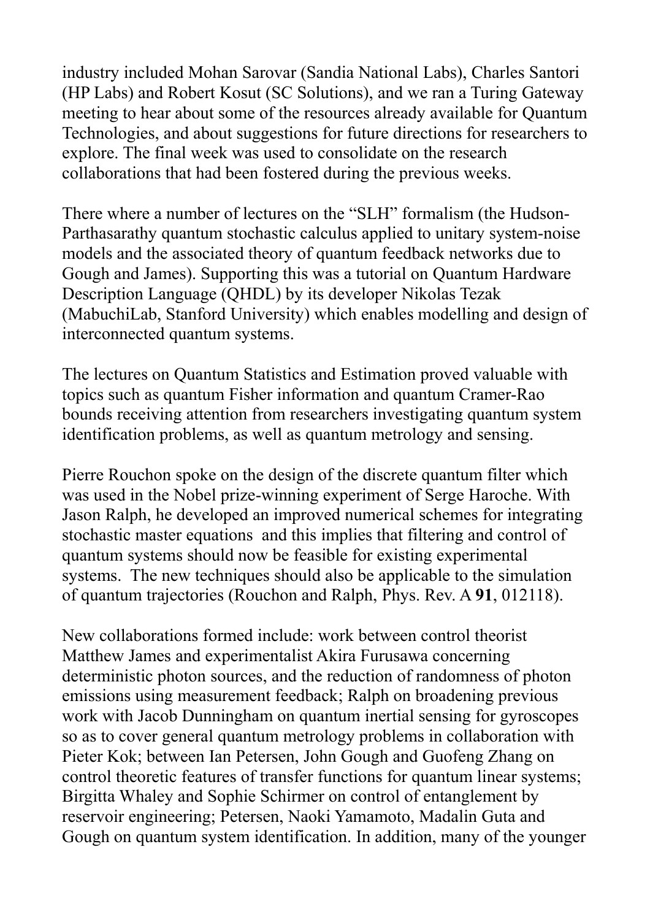industry included Mohan Sarovar (Sandia National Labs), Charles Santori (HP Labs) and Robert Kosut (SC Solutions), and we ran a Turing Gateway meeting to hear about some of the resources already available for Quantum Technologies, and about suggestions for future directions for researchers to explore. The final week was used to consolidate on the research collaborations that had been fostered during the previous weeks.

There where a number of lectures on the "SLH" formalism (the Hudson-Parthasarathy quantum stochastic calculus applied to unitary system-noise models and the associated theory of quantum feedback networks due to Gough and James). Supporting this was a tutorial on Quantum Hardware Description Language (QHDL) by its developer Nikolas Tezak (MabuchiLab, Stanford University) which enables modelling and design of interconnected quantum systems.

The lectures on Quantum Statistics and Estimation proved valuable with topics such as quantum Fisher information and quantum Cramer-Rao bounds receiving attention from researchers investigating quantum system identification problems, as well as quantum metrology and sensing.

Pierre Rouchon spoke on the design of the discrete quantum filter which was used in the Nobel prize-winning experiment of Serge Haroche. With Jason Ralph, he developed an improved numerical schemes for integrating stochastic master equations and this implies that filtering and control of quantum systems should now be feasible for existing experimental systems. The new techniques should also be applicable to the simulation of quantum trajectories (Rouchon and Ralph, Phys. Rev. A **91**, 012118).

New collaborations formed include: work between control theorist Matthew James and experimentalist Akira Furusawa concerning deterministic photon sources, and the reduction of randomness of photon emissions using measurement feedback; Ralph on broadening previous work with Jacob Dunningham on quantum inertial sensing for gyroscopes so as to cover general quantum metrology problems in collaboration with Pieter Kok; between Ian Petersen, John Gough and Guofeng Zhang on control theoretic features of transfer functions for quantum linear systems; Birgitta Whaley and Sophie Schirmer on control of entanglement by reservoir engineering; Petersen, Naoki Yamamoto, Madalin Guta and Gough on quantum system identification. In addition, many of the younger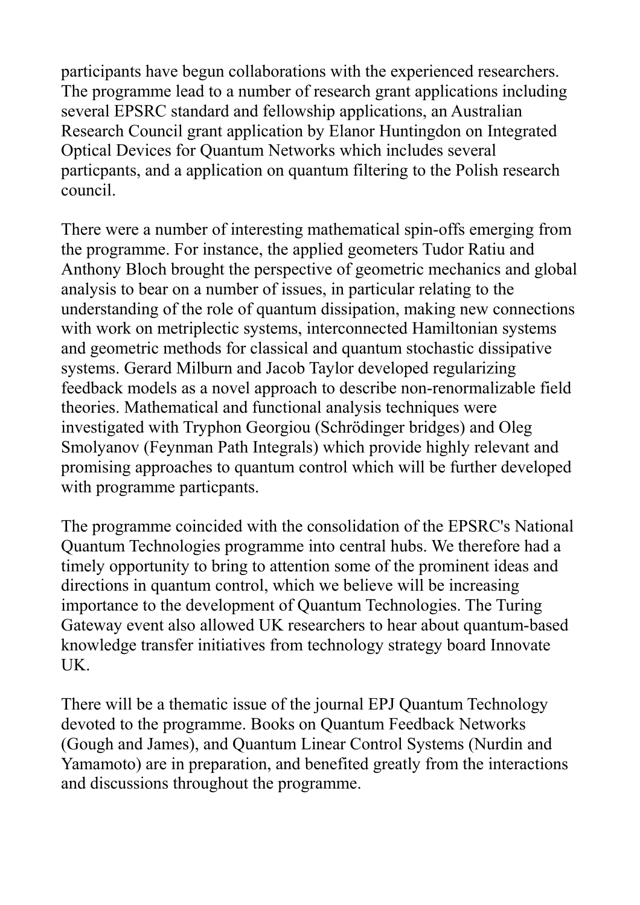participants have begun collaborations with the experienced researchers. The programme lead to a number of research grant applications including several EPSRC standard and fellowship applications, an Australian Research Council grant application by Elanor Huntingdon on Integrated Optical Devices for Quantum Networks which includes several particpants, and a application on quantum filtering to the Polish research council.

There were a number of interesting mathematical spin-offs emerging from the programme. For instance, the applied geometers Tudor Ratiu and Anthony Bloch brought the perspective of geometric mechanics and global analysis to bear on a number of issues, in particular relating to the understanding of the role of quantum dissipation, making new connections with work on metriplectic systems, interconnected Hamiltonian systems and geometric methods for classical and quantum stochastic dissipative systems. Gerard Milburn and Jacob Taylor developed regularizing feedback models as a novel approach to describe non-renormalizable field theories. Mathematical and functional analysis techniques were investigated with Tryphon Georgiou (Schrödinger bridges) and Oleg Smolyanov (Feynman Path Integrals) which provide highly relevant and promising approaches to quantum control which will be further developed with programme particpants.

The programme coincided with the consolidation of the EPSRC's National Quantum Technologies programme into central hubs. We therefore had a timely opportunity to bring to attention some of the prominent ideas and directions in quantum control, which we believe will be increasing importance to the development of Quantum Technologies. The Turing Gateway event also allowed UK researchers to hear about quantum-based knowledge transfer initiatives from technology strategy board Innovate UK.

There will be a thematic issue of the journal EPJ Quantum Technology devoted to the programme. Books on Quantum Feedback Networks (Gough and James), and Quantum Linear Control Systems (Nurdin and Yamamoto) are in preparation, and benefited greatly from the interactions and discussions throughout the programme.